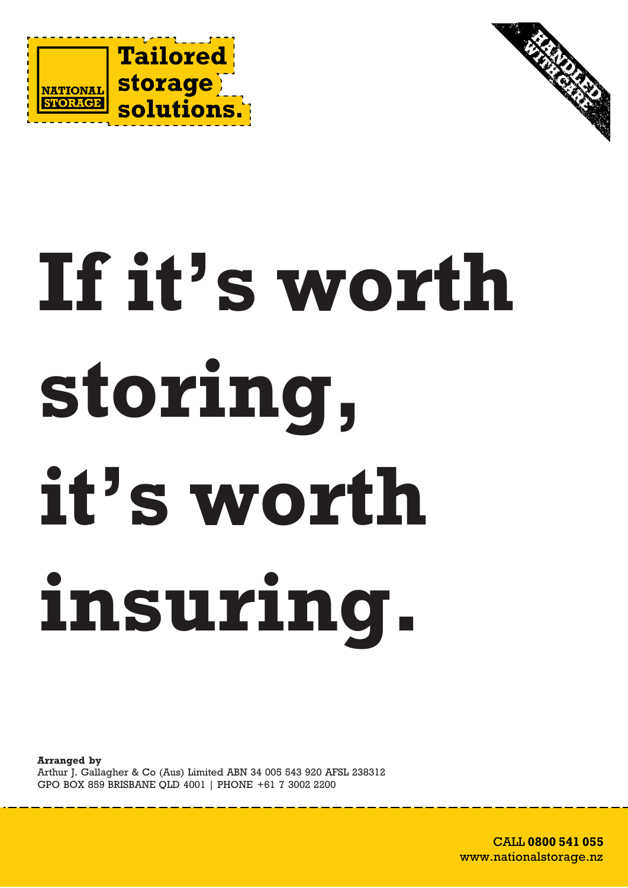NATIONAL STORAGE

**Tailored storage solutions.**

HANDLED WITH CARE

# If it's worth storing, it's worth insuring.

**Arranged by**
Arthur J. Gallagher & Co (Aus) Limited ABN 34 005 543 920 AFSL 238312
GPO BOX 859 BRISBANE QLD 4001 | PHONE +61 7 3002 2200

CALL **0800 541 055**
www.nationalstorage.nz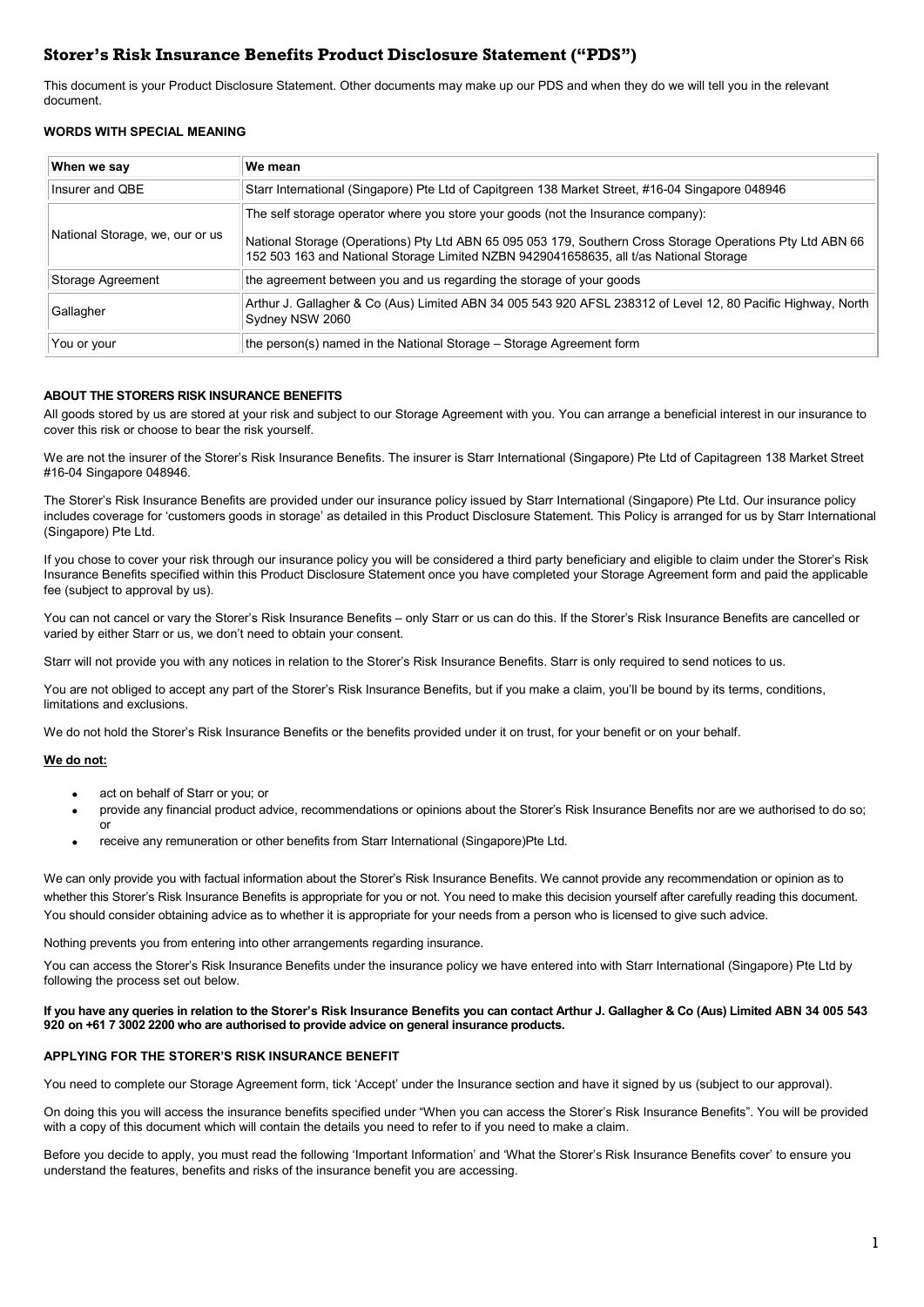# Storer's Risk Insurance Benefits Product Disclosure Statement ("PDS")

This document is your Product Disclosure Statement. Other documents may make up our PDS and when they do we will tell you in the relevant document.

**WORDS WITH SPECIAL MEANING**

| When we say | We mean |
|---|---|
| Insurer and QBE | Starr International (Singapore) Pte Ltd of Capitgreen 138 Market Street, #16-04 Singapore 048946 |
| National Storage, we, our or us | The self storage operator where you store your goods (not the Insurance company):<br><br>National Storage (Operations) Pty Ltd ABN 65 095 053 179, Southern Cross Storage Operations Pty Ltd ABN 66 152 503 163 and National Storage Limited NZBN 9429041658635, all t/as National Storage |
| Storage Agreement | the agreement between you and us regarding the storage of your goods |
| Gallagher | Arthur J. Gallagher & Co (Aus) Limited ABN 34 005 543 920 AFSL 238312 of Level 12, 80 Pacific Highway, North Sydney NSW 2060 |
| You or your | the person(s) named in the National Storage – Storage Agreement form |

**ABOUT THE STORERS RISK INSURANCE BENEFITS**

All goods stored by us are stored at your risk and subject to our Storage Agreement with you. You can arrange a beneficial interest in our insurance to cover this risk or choose to bear the risk yourself.

We are not the insurer of the Storer's Risk Insurance Benefits. The insurer is Starr International (Singapore) Pte Ltd of Capitagreen 138 Market Street #16-04 Singapore 048946.

The Storer's Risk Insurance Benefits are provided under our insurance policy issued by Starr International (Singapore) Pte Ltd. Our insurance policy includes coverage for 'customers goods in storage' as detailed in this Product Disclosure Statement. This Policy is arranged for us by Starr International (Singapore) Pte Ltd.

If you chose to cover your risk through our insurance policy you will be considered a third party beneficiary and eligible to claim under the Storer's Risk Insurance Benefits specified within this Product Disclosure Statement once you have completed your Storage Agreement form and paid the applicable fee (subject to approval by us).

You can not cancel or vary the Storer's Risk Insurance Benefits – only Starr or us can do this. If the Storer's Risk Insurance Benefits are cancelled or varied by either Starr or us, we don't need to obtain your consent.

Starr will not provide you with any notices in relation to the Storer's Risk Insurance Benefits. Starr is only required to send notices to us.

You are not obliged to accept any part of the Storer's Risk Insurance Benefits, but if you make a claim, you'll be bound by its terms, conditions, limitations and exclusions.

We do not hold the Storer's Risk Insurance Benefits or the benefits provided under it on trust, for your benefit or on your behalf.

**<u>We do not:</u>**

- act on behalf of Starr or you; or
- provide any financial product advice, recommendations or opinions about the Storer's Risk Insurance Benefits nor are we authorised to do so; or
- receive any remuneration or other benefits from Starr International (Singapore)Pte Ltd.

We can only provide you with factual information about the Storer's Risk Insurance Benefits. We cannot provide any recommendation or opinion as to whether this Storer's Risk Insurance Benefits is appropriate for you or not. You need to make this decision yourself after carefully reading this document. You should consider obtaining advice as to whether it is appropriate for your needs from a person who is licensed to give such advice.

Nothing prevents you from entering into other arrangements regarding insurance.

You can access the Storer's Risk Insurance Benefits under the insurance policy we have entered into with Starr International (Singapore) Pte Ltd by following the process set out below.

**If you have any queries in relation to the Storer's Risk Insurance Benefits you can contact Arthur J. Gallagher & Co (Aus) Limited ABN 34 005 543 920 on +61 7 3002 2200 who are authorised to provide advice on general insurance products.**

**APPLYING FOR THE STORER'S RISK INSURANCE BENEFIT**

You need to complete our Storage Agreement form, tick 'Accept' under the Insurance section and have it signed by us (subject to our approval).

On doing this you will access the insurance benefits specified under "When you can access the Storer's Risk Insurance Benefits". You will be provided with a copy of this document which will contain the details you need to refer to if you need to make a claim.

Before you decide to apply, you must read the following 'Important Information' and 'What the Storer's Risk Insurance Benefits cover' to ensure you understand the features, benefits and risks of the insurance benefit you are accessing.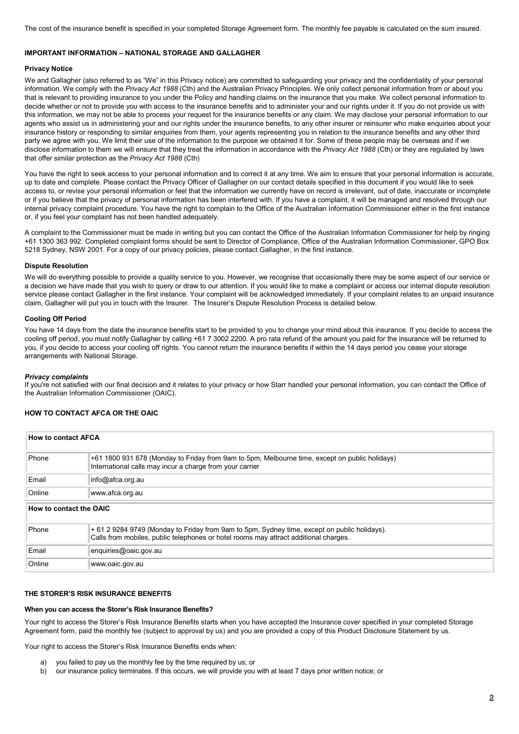The cost of the insurance benefit is specified in your completed Storage Agreement form. The monthly fee payable is calculated on the sum insured.

## IMPORTANT INFORMATION – NATIONAL STORAGE AND GALLAGHER

### Privacy Notice

We and Gallagher (also referred to as "We" in this Privacy notice) are committed to safeguarding your privacy and the confidentiality of your personal information. We comply with the *Privacy Act 1988* (Cth) and the Australian Privacy Principles. We only collect personal information from or about you that is relevant to providing insurance to you under the Policy and handling claims on the insurance that you make. We collect personal information to decide whether or not to provide you with access to the insurance benefits and to administer your and our rights under it. If you do not provide us with this information, we may not be able to process your request for the insurance benefits or any claim. We may disclose your personal information to our agents who assist us in administering your and our rights under the insurance benefits, to any other insurer or reinsurer who make enquiries about your insurance history or responding to similar enquiries from them, your agents representing you in relation to the insurance benefits and any other third party we agree with you. We limit their use of the information to the purpose we obtained it for. Some of these people may be overseas and if we disclose information to them we will ensure that they treat the information in accordance with the *Privacy Act 1988* (Cth) or they are regulated by laws that offer similar protection as the *Privacy Act 1988* (Cth)

You have the right to seek access to your personal information and to correct it at any time. We aim to ensure that your personal information is accurate, up to date and complete. Please contact the Privacy Officer of Gallagher on our contact details specified in this document if you would like to seek access to, or revise your personal information or feel that the information we currently have on record is irrelevant, out of date, inaccurate or incomplete or if you believe that the privacy of personal information has been interfered with. If you have a complaint, it will be managed and resolved through our internal privacy complaint procedure. You have the right to complain to the Office of the Australian Information Commissioner either in the first instance or, if you feel your complaint has not been handled adequately.

A complaint to the Commissioner must be made in writing but you can contact the Office of the Australian Information Commissioner for help by ringing +61 1300 363 992. Completed complaint forms should be sent to Director of Compliance, Office of the Australian Information Commissioner, GPO Box 5218 Sydney, NSW 2001. For a copy of our privacy policies, please contact Gallagher, in the first instance.

### Dispute Resolution

We will do everything possible to provide a quality service to you. However, we recognise that occasionally there may be some aspect of our service or a decision we have made that you wish to query or draw to our attention. If you would like to make a complaint or access our internal dispute resolution service please contact Gallagher in the first instance. Your complaint will be acknowledged immediately. If your complaint relates to an unpaid insurance claim, Gallagher will put you in touch with the Insurer. The Insurer's Dispute Resolution Process is detailed below.

### Cooling Off Period

You have 14 days from the date the insurance benefits start to be provided to you to change your mind about this insurance. If you decide to access the cooling off period, you must notify Gallagher by calling +61 7 3002 2200. A pro rata refund of the amount you paid for the insurance will be returned to you, if you decide to access your cooling off rights. You cannot return the insurance benefits if within the 14 days period you cease your storage arrangements with National Storage.

### *Privacy complaints*

If you're not satisfied with our final decision and it relates to your privacy or how Starr handled your personal information, you can contact the Office of the Australian Information Commissioner (OAIC).

## HOW TO CONTACT AFCA OR THE OAIC

| How to contact AFCA | |
|---|---|
| Phone | +61 1800 931 678 (Monday to Friday from 9am to 5pm, Melbourne time, except on public holidays) International calls may incur a charge from your carrier |
| Email | info@afca.org.au |
| Online | www.afca.org.au |
| **How to contact the OAIC** | |
| Phone | + 61 2 9284 9749 (Monday to Friday from 9am to 5pm, Sydney time, except on public holidays). Calls from mobiles, public telephones or hotel rooms may attract additional charges. |
| Email | enquiries@oaic.gov.au |
| Online | www.oaic.gov.au |

## THE STORER'S RISK INSURANCE BENEFITS

### When you can access the Storer's Risk Insurance Benefits?

Your right to access the Storer's Risk Insurance Benefits starts when you have accepted the Insurance cover specified in your completed Storage Agreement form, paid the monthly fee (subject to approval by us) and you are provided a copy of this Product Disclosure Statement by us.

Your right to access the Storer's Risk Insurance Benefits ends when:

a) you failed to pay us the monthly fee by the time required by us; or
b) our insurance policy terminates. If this occurs, we will provide you with at least 7 days prior written notice; or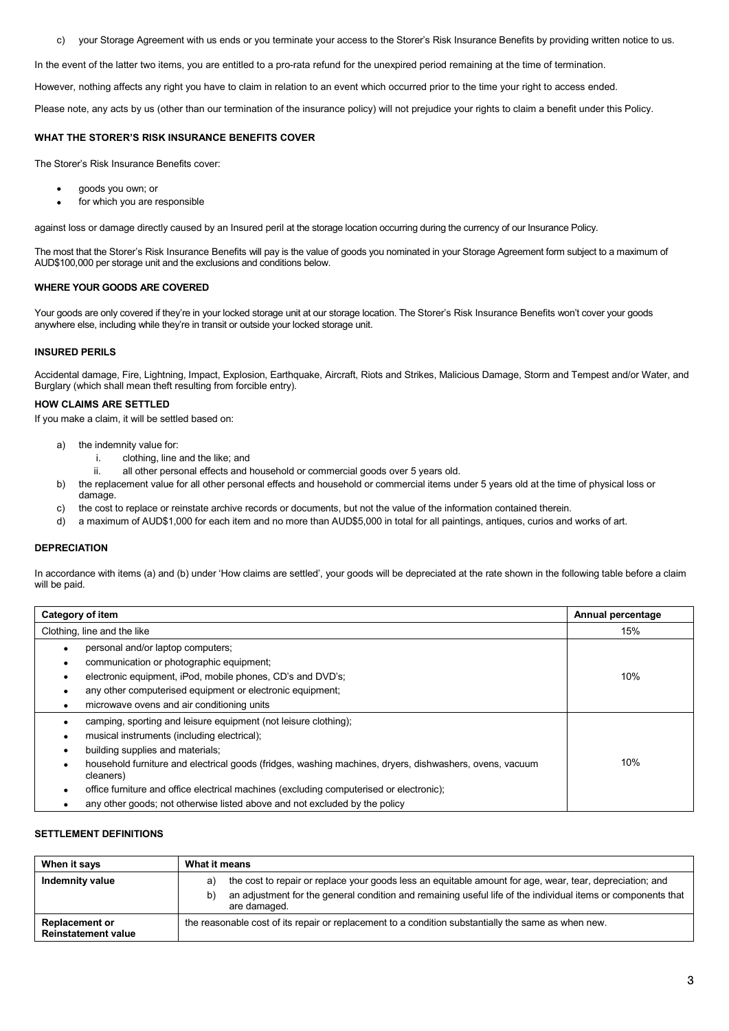c) your Storage Agreement with us ends or you terminate your access to the Storer's Risk Insurance Benefits by providing written notice to us.

In the event of the latter two items, you are entitled to a pro-rata refund for the unexpired period remaining at the time of termination.

However, nothing affects any right you have to claim in relation to an event which occurred prior to the time your right to access ended.

Please note, any acts by us (other than our termination of the insurance policy) will not prejudice your rights to claim a benefit under this Policy.

## WHAT THE STORER'S RISK INSURANCE BENEFITS COVER

The Storer's Risk Insurance Benefits cover:

- goods you own; or
- for which you are responsible

against loss or damage directly caused by an Insured peril at the storage location occurring during the currency of our Insurance Policy.

The most that the Storer's Risk Insurance Benefits will pay is the value of goods you nominated in your Storage Agreement form subject to a maximum of AUD$100,000 per storage unit and the exclusions and conditions below.

## WHERE YOUR GOODS ARE COVERED

Your goods are only covered if they're in your locked storage unit at our storage location. The Storer's Risk Insurance Benefits won't cover your goods anywhere else, including while they're in transit or outside your locked storage unit.

## INSURED PERILS

Accidental damage, Fire, Lightning, Impact, Explosion, Earthquake, Aircraft, Riots and Strikes, Malicious Damage, Storm and Tempest and/or Water, and Burglary (which shall mean theft resulting from forcible entry).

## HOW CLAIMS ARE SETTLED

If you make a claim, it will be settled based on:

a) the indemnity value for:
   i. clothing, line and the like; and
   ii. all other personal effects and household or commercial goods over 5 years old.
b) the replacement value for all other personal effects and household or commercial items under 5 years old at the time of physical loss or damage.
c) the cost to replace or reinstate archive records or documents, but not the value of the information contained therein.
d) a maximum of AUD$1,000 for each item and no more than AUD$5,000 in total for all paintings, antiques, curios and works of art.

## DEPRECIATION

In accordance with items (a) and (b) under 'How claims are settled', your goods will be depreciated at the rate shown in the following table before a claim will be paid.

| Category of item | Annual percentage |
|---|---|
| Clothing, line and the like | 15% |
| • personal and/or laptop computers;<br>• communication or photographic equipment;<br>• electronic equipment, iPod, mobile phones, CD's and DVD's;<br>• any other computerised equipment or electronic equipment;<br>• microwave ovens and air conditioning units | 10% |
| • camping, sporting and leisure equipment (not leisure clothing);<br>• musical instruments (including electrical);<br>• building supplies and materials;<br>• household furniture and electrical goods (fridges, washing machines, dryers, dishwashers, ovens, vacuum cleaners)<br>• office furniture and office electrical machines (excluding computerised or electronic);<br>• any other goods; not otherwise listed above and not excluded by the policy | 10% |

## SETTLEMENT DEFINITIONS

| When it says | What it means |
|---|---|
| **Indemnity value** | a) the cost to repair or replace your goods less an equitable amount for age, wear, tear, depreciation; and<br>b) an adjustment for the general condition and remaining useful life of the individual items or components that are damaged. |
| **Replacement or Reinstatement value** | the reasonable cost of its repair or replacement to a condition substantially the same as when new. |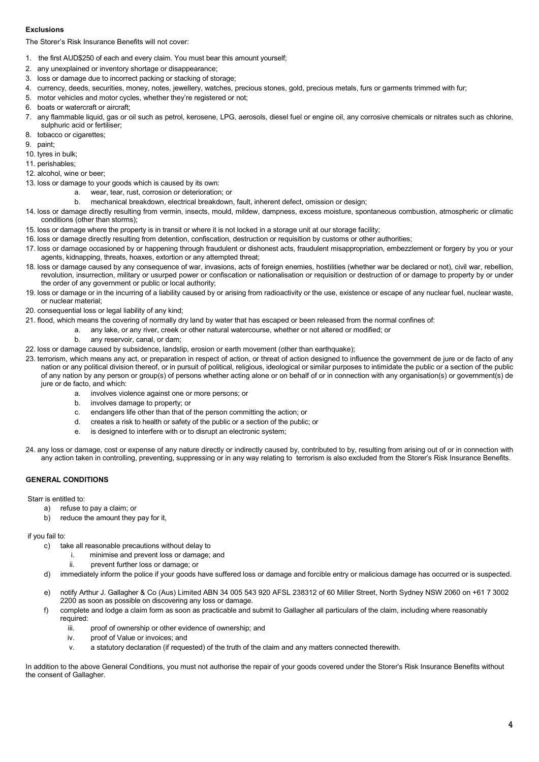**Exclusions**

The Storer's Risk Insurance Benefits will not cover:

1. the first AUD$250 of each and every claim. You must bear this amount yourself;
2. any unexplained or inventory shortage or disappearance;
3. loss or damage due to incorrect packing or stacking of storage;
4. currency, deeds, securities, money, notes, jewellery, watches, precious stones, gold, precious metals, furs or garments trimmed with fur;
5. motor vehicles and motor cycles, whether they're registered or not;
6. boats or watercraft or aircraft;
7. any flammable liquid, gas or oil such as petrol, kerosene, LPG, aerosols, diesel fuel or engine oil, any corrosive chemicals or nitrates such as chlorine, sulphuric acid or fertiliser;
8. tobacco or cigarettes;
9. paint;
10. tyres in bulk;
11. perishables;
12. alcohol, wine or beer;
13. loss or damage to your goods which is caused by its own:
    a. wear, tear, rust, corrosion or deterioration; or
    b. mechanical breakdown, electrical breakdown, fault, inherent defect, omission or design;
14. loss or damage directly resulting from vermin, insects, mould, mildew, dampness, excess moisture, spontaneous combustion, atmospheric or climatic conditions (other than storms);
15. loss or damage where the property is in transit or where it is not locked in a storage unit at our storage facility;
16. loss or damage directly resulting from detention, confiscation, destruction or requisition by customs or other authorities;
17. loss or damage occasioned by or happening through fraudulent or dishonest acts, fraudulent misappropriation, embezzlement or forgery by you or your agents, kidnapping, threats, hoaxes, extortion or any attempted threat;
18. loss or damage caused by any consequence of war, invasions, acts of foreign enemies, hostilities (whether war be declared or not), civil war, rebellion, revolution, insurrection, military or usurped power or confiscation or nationalisation or requisition or destruction of or damage to property by or under the order of any government or public or local authority;
19. loss or damage or in the incurring of a liability caused by or arising from radioactivity or the use, existence or escape of any nuclear fuel, nuclear waste, or nuclear material;
20. consequential loss or legal liability of any kind;
21. flood, which means the covering of normally dry land by water that has escaped or been released from the normal confines of:
    a. any lake, or any river, creek or other natural watercourse, whether or not altered or modified; or
    b. any reservoir, canal, or dam;
22. loss or damage caused by subsidence, landslip, erosion or earth movement (other than earthquake);
23. terrorism, which means any act, or preparation in respect of action, or threat of action designed to influence the government de jure or de facto of any nation or any political division thereof, or in pursuit of political, religious, ideological or similar purposes to intimidate the public or a section of the public of any nation by any person or group(s) of persons whether acting alone or on behalf of or in connection with any organisation(s) or government(s) de jure or de facto, and which:
    a. involves violence against one or more persons; or
    b. involves damage to property; or
    c. endangers life other than that of the person committing the action; or
    d. creates a risk to health or safety of the public or a section of the public; or
    e. is designed to interfere with or to disrupt an electronic system;
24. any loss or damage, cost or expense of any nature directly or indirectly caused by, contributed to by, resulting from arising out of or in connection with any action taken in controlling, preventing, suppressing or in any way relating to terrorism is also excluded from the Storer's Risk Insurance Benefits.

**GENERAL CONDITIONS**

Starr is entitled to:

a) refuse to pay a claim; or
b) reduce the amount they pay for it,

if you fail to:

c) take all reasonable precautions without delay to
    i. minimise and prevent loss or damage; and
    ii. prevent further loss or damage; or
d) immediately inform the police if your goods have suffered loss or damage and forcible entry or malicious damage has occurred or is suspected.
e) notify Arthur J. Gallagher & Co (Aus) Limited ABN 34 005 543 920 AFSL 238312 of 60 Miller Street, North Sydney NSW 2060 on +61 7 3002 2200 as soon as possible on discovering any loss or damage.
f) complete and lodge a claim form as soon as practicable and submit to Gallagher all particulars of the claim, including where reasonably required:
    iii. proof of ownership or other evidence of ownership; and
    iv. proof of Value or invoices; and
    v. a statutory declaration (if requested) of the truth of the claim and any matters connected therewith.

In addition to the above General Conditions, you must not authorise the repair of your goods covered under the Storer's Risk Insurance Benefits without the consent of Gallagher.